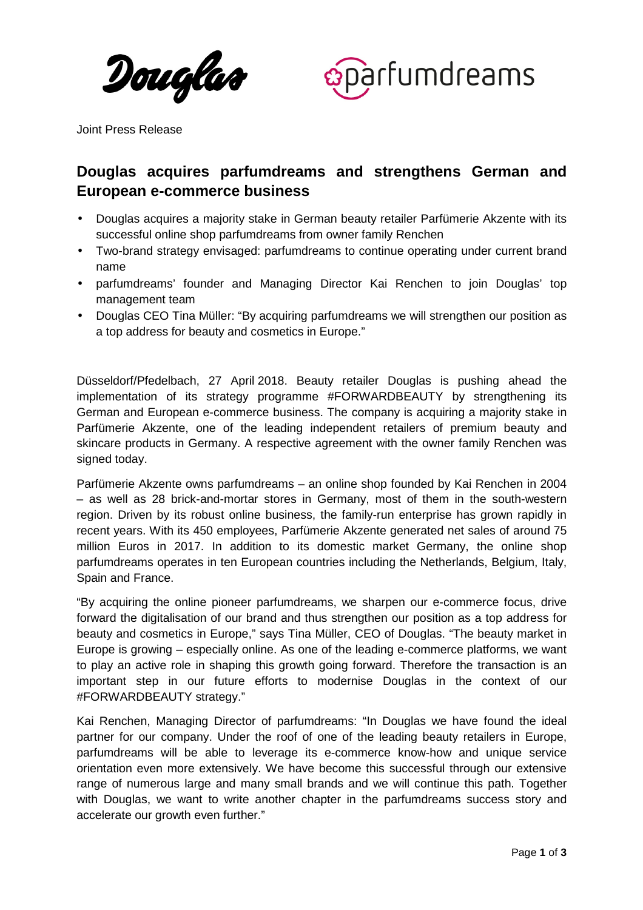Douglas parfumdreams

Joint Press Release

# Douglas acquires parfumdreams and strengthens German and European e-commerce business

- Douglas acquires a majority stake in German beauty retailer Parfümerie Akzente with its successful online shop parfumdreams from owner family Renchen
- Two-brand strategy envisaged: parfumdreams to continue operating under current brand name
- parfumdreams' founder and Managing Director Kai Renchen to join Douglas' top management team
- Douglas CEO Tina Müller: "By acquiring parfumdreams we will strengthen our position as a top address for beauty and cosmetics in Europe."

Düsseldorf/Pfedelbach, 27 April 2018. Beauty retailer Douglas is pushing ahead the implementation of its strategy programme #FORWARDBEAUTY by strengthening its German and European e-commerce business. The company is acquiring a majority stake in Parfümerie Akzente, one of the leading independent retailers of premium beauty and skincare products in Germany. A respective agreement with the owner family Renchen was signed today.

Parfümerie Akzente owns parfumdreams – an online shop founded by Kai Renchen in 2004 – as well as 28 brick-and-mortar stores in Germany, most of them in the south-western region. Driven by its robust online business, the family-run enterprise has grown rapidly in recent years. With its 450 employees, Parfümerie Akzente generated net sales of around 75 million Euros in 2017. In addition to its domestic market Germany, the online shop parfumdreams operates in ten European countries including the Netherlands, Belgium, Italy, Spain and France.

"By acquiring the online pioneer parfumdreams, we sharpen our e-commerce focus, drive forward the digitalisation of our brand and thus strengthen our position as a top address for beauty and cosmetics in Europe," says Tina Müller, CEO of Douglas. "The beauty market in Europe is growing – especially online. As one of the leading e-commerce platforms, we want to play an active role in shaping this growth going forward. Therefore the transaction is an important step in our future efforts to modernise Douglas in the context of our #FORWARDBEAUTY strategy."

Kai Renchen, Managing Director of parfumdreams: "In Douglas we have found the ideal partner for our company. Under the roof of one of the leading beauty retailers in Europe, parfumdreams will be able to leverage its e-commerce know-how and unique service orientation even more extensively. We have become this successful through our extensive range of numerous large and many small brands and we will continue this path. Together with Douglas, we want to write another chapter in the parfumdreams success story and accelerate our growth even further."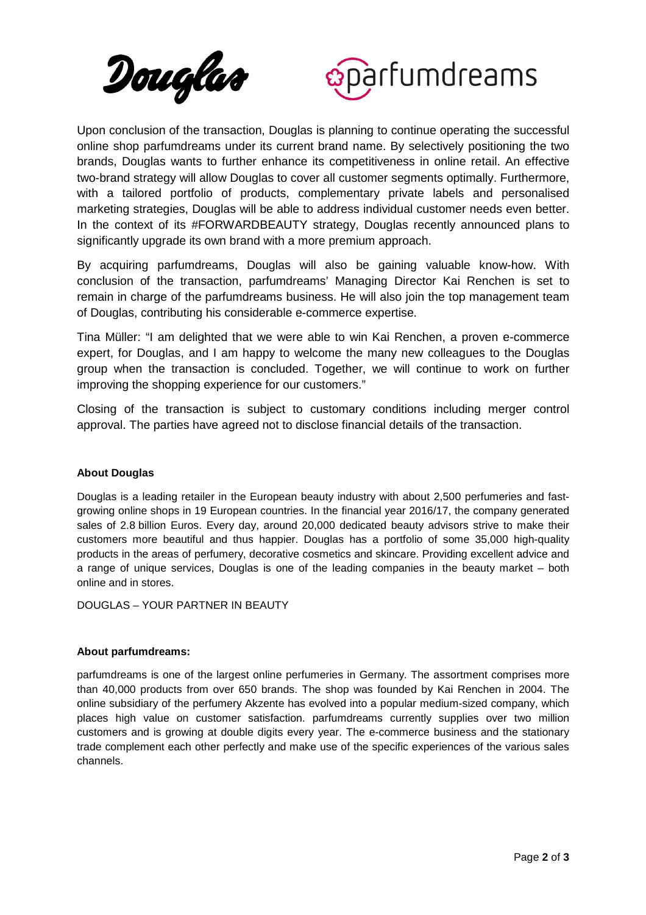Upon conclusion of the transaction, Douglas is planning to continue operating the successful online shop parfumdreams under its current brand name. By selectively positioning the two brands, Douglas wants to further enhance its competitiveness in online retail. An effective two-brand strategy will allow Douglas to cover all customer segments optimally. Furthermore, with a tailored portfolio of products, complementary private labels and personalised marketing strategies, Douglas will be able to address individual customer needs even better. In the context of its #FORWARDBEAUTY strategy, Douglas recently announced plans to significantly upgrade its own brand with a more premium approach.

By acquiring parfumdreams, Douglas will also be gaining valuable know-how. With conclusion of the transaction, parfumdreams' Managing Director Kai Renchen is set to remain in charge of the parfumdreams business. He will also join the top management team of Douglas, contributing his considerable e-commerce expertise.

Tina Müller: "I am delighted that we were able to win Kai Renchen, a proven e-commerce expert, for Douglas, and I am happy to welcome the many new colleagues to the Douglas group when the transaction is concluded. Together, we will continue to work on further improving the shopping experience for our customers."

Closing of the transaction is subject to customary conditions including merger control approval. The parties have agreed not to disclose financial details of the transaction.

**About Douglas**

Douglas is a leading retailer in the European beauty industry with about 2,500 perfumeries and fast-growing online shops in 19 European countries. In the financial year 2016/17, the company generated sales of 2.8 billion Euros. Every day, around 20,000 dedicated beauty advisors strive to make their customers more beautiful and thus happier. Douglas has a portfolio of some 35,000 high-quality products in the areas of perfumery, decorative cosmetics and skincare. Providing excellent advice and a range of unique services, Douglas is one of the leading companies in the beauty market – both online and in stores.

DOUGLAS – YOUR PARTNER IN BEAUTY

**About parfumdreams:**

parfumdreams is one of the largest online perfumeries in Germany. The assortment comprises more than 40,000 products from over 650 brands. The shop was founded by Kai Renchen in 2004. The online subsidiary of the perfumery Akzente has evolved into a popular medium-sized company, which places high value on customer satisfaction. parfumdreams currently supplies over two million customers and is growing at double digits every year. The e-commerce business and the stationary trade complement each other perfectly and make use of the specific experiences of the various sales channels.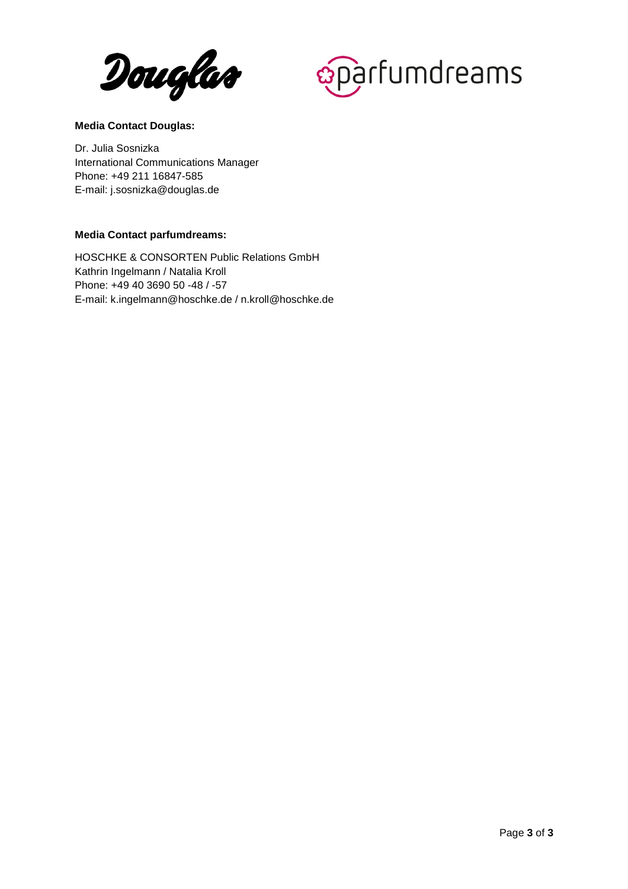**Media Contact Douglas:**

Dr. Julia Sosnizka
International Communications Manager
Phone: +49 211 16847-585
E-mail: j.sosnizka@douglas.de

**Media Contact parfumdreams:**

HOSCHKE & CONSORTEN Public Relations GmbH
Kathrin Ingelmann / Natalia Kroll
Phone: +49 40 3690 50 -48 / -57
E-mail: k.ingelmann@hoschke.de / n.kroll@hoschke.de